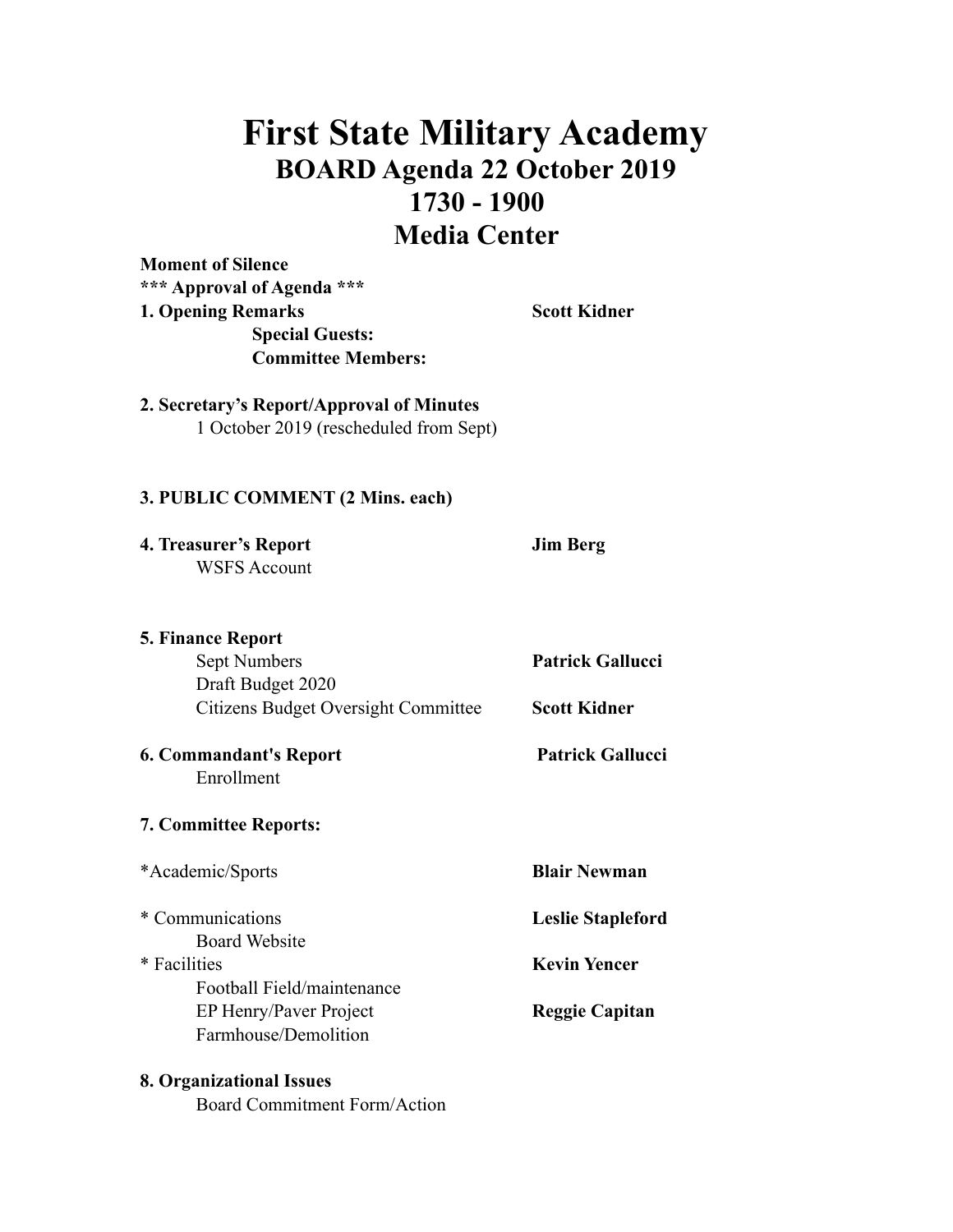# First State Military Academy

## BOARD Agenda 22 October 2019

## 1730 - 1900

## Media Center

**Moment of Silence**

***** Approval of Agenda *****

**1. Opening Remarks** — **Scott Kidner**

- **Special Guests:**
- **Committee Members:**

**2. Secretary's Report/Approval of Minutes**

- 1 October 2019 (rescheduled from Sept)

**3. PUBLIC COMMENT (2 Mins. each)**

**4. Treasurer's Report** — **Jim Berg**

- WSFS Account

**5. Finance Report**

- Sept Numbers — **Patrick Gallucci**
- Draft Budget 2020
- Citizens Budget Oversight Committee — **Scott Kidner**

**6. Commandant's Report** — **Patrick Gallucci**

- Enrollment

**7. Committee Reports:**

*Academic/Sports — **Blair Newman**

* Communications — **Leslie Stapleford**
  - Board Website

* Facilities — **Kevin Yencer**
  - Football Field/maintenance
  - EP Henry/Paver Project — **Reggie Capitan**
  - Farmhouse/Demolition

**8. Organizational Issues**

- Board Commitment Form/Action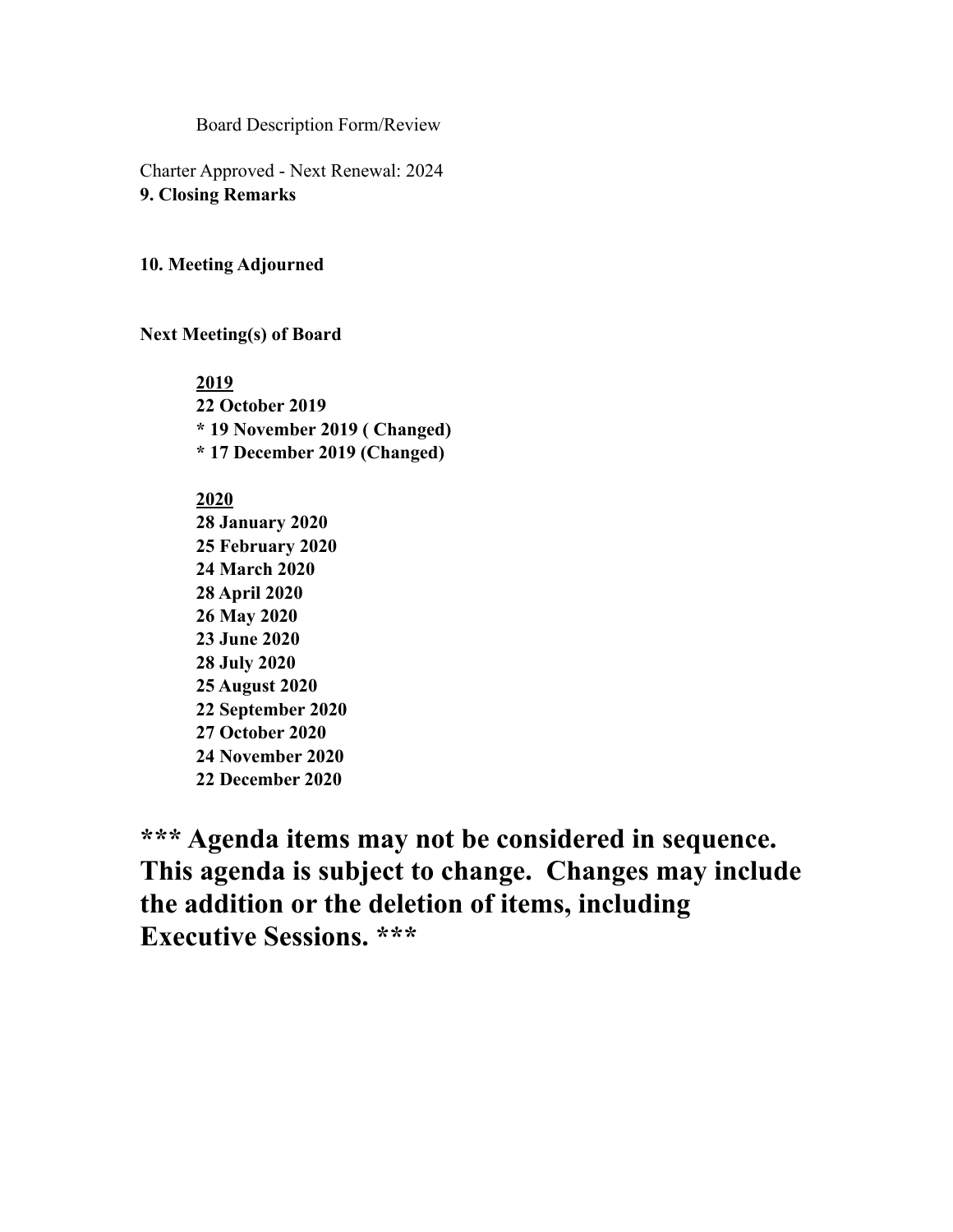Board Description Form/Review

Charter Approved - Next Renewal: 2024

**9. Closing Remarks**

**10. Meeting Adjourned**

**Next Meeting(s) of Board**

**2019**

**22 October 2019**
**\* 19 November 2019 ( Changed)**
**\* 17 December 2019 (Changed)**

**2020**

**28 January 2020**
**25 February 2020**
**24 March 2020**
**28 April 2020**
**26 May 2020**
**23 June 2020**
**28 July 2020**
**25 August 2020**
**22 September 2020**
**27 October 2020**
**24 November 2020**
**22 December 2020**

## *** Agenda items may not be considered in sequence. This agenda is subject to change. Changes may include the addition or the deletion of items, including Executive Sessions. ***